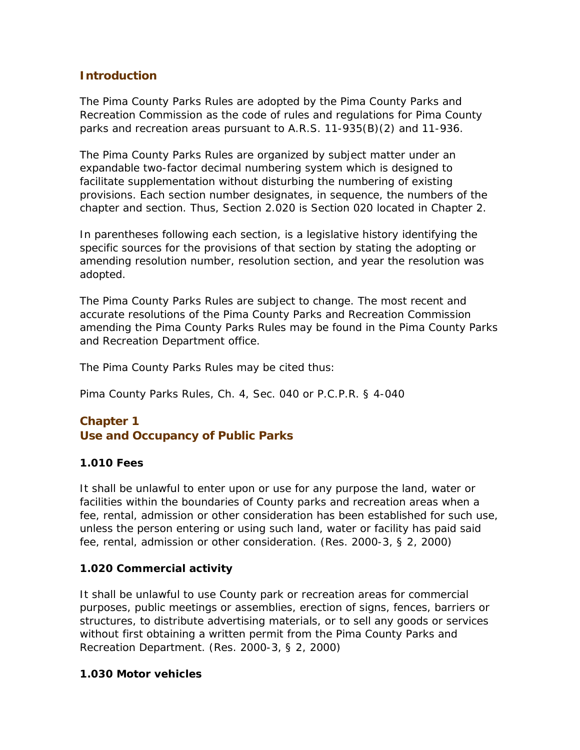## Introduction

The Pima County Parks Rules are adopted by the Pima County Parks and Recreation Commission as the code of rules and regulations for Pima County parks and recreation areas pursuant to A.R.S. 11-935(B)(2) and 11-936.

The Pima County Parks Rules are organized by subject matter under an expandable two-factor decimal numbering system which is designed to facilitate supplementation without disturbing the numbering of existing provisions. Each section number designates, in sequence, the numbers of the chapter and section. Thus, Section 2.020 is Section 020 located in Chapter 2.

In parentheses following each section, is a legislative history identifying the specific sources for the provisions of that section by stating the adopting or amending resolution number, resolution section, and year the resolution was adopted.

The Pima County Parks Rules are subject to change. The most recent and accurate resolutions of the Pima County Parks and Recreation Commission amending the Pima County Parks Rules may be found in the Pima County Parks and Recreation Department office.

The Pima County Parks Rules may be cited thus:

Pima County Parks Rules, Ch. 4, Sec. 040 or P.C.P.R. § 4-040

## Chapter 1
## Use and Occupancy of Public Parks

### 1.010 Fees

It shall be unlawful to enter upon or use for any purpose the land, water or facilities within the boundaries of County parks and recreation areas when a fee, rental, admission or other consideration has been established for such use, unless the person entering or using such land, water or facility has paid said fee, rental, admission or other consideration. (Res. 2000-3, § 2, 2000)

### 1.020 Commercial activity

It shall be unlawful to use County park or recreation areas for commercial purposes, public meetings or assemblies, erection of signs, fences, barriers or structures, to distribute advertising materials, or to sell any goods or services without first obtaining a written permit from the Pima County Parks and Recreation Department. (Res. 2000-3, § 2, 2000)

### 1.030 Motor vehicles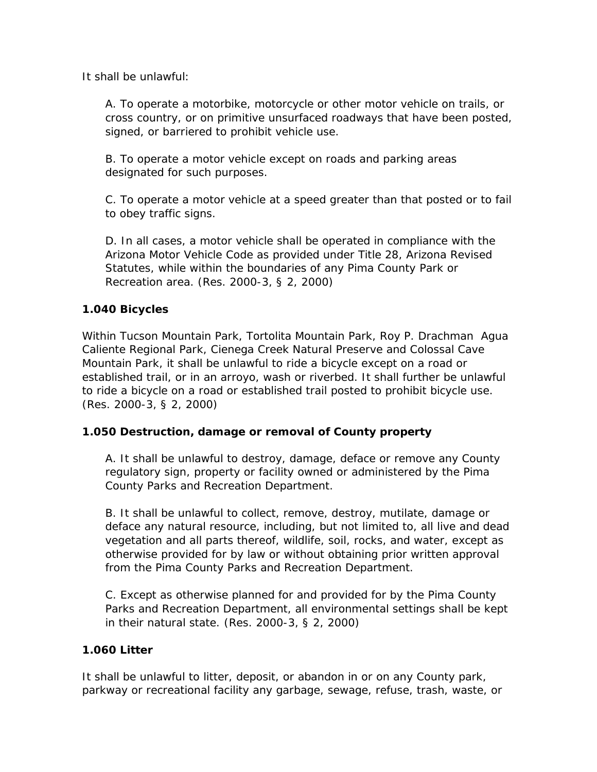It shall be unlawful:

A. To operate a motorbike, motorcycle or other motor vehicle on trails, or cross country, or on primitive unsurfaced roadways that have been posted, signed, or barriered to prohibit vehicle use.

B. To operate a motor vehicle except on roads and parking areas designated for such purposes.

C. To operate a motor vehicle at a speed greater than that posted or to fail to obey traffic signs.

D. In all cases, a motor vehicle shall be operated in compliance with the Arizona Motor Vehicle Code as provided under Title 28, Arizona Revised Statutes, while within the boundaries of any Pima County Park or Recreation area. (Res. 2000-3, § 2, 2000)

**1.040 Bicycles**

Within Tucson Mountain Park, Tortolita Mountain Park, Roy P. Drachman Agua Caliente Regional Park, Cienega Creek Natural Preserve and Colossal Cave Mountain Park, it shall be unlawful to ride a bicycle except on a road or established trail, or in an arroyo, wash or riverbed. It shall further be unlawful to ride a bicycle on a road or established trail posted to prohibit bicycle use. (Res. 2000-3, § 2, 2000)

**1.050 Destruction, damage or removal of County property**

A. It shall be unlawful to destroy, damage, deface or remove any County regulatory sign, property or facility owned or administered by the Pima County Parks and Recreation Department.

B. It shall be unlawful to collect, remove, destroy, mutilate, damage or deface any natural resource, including, but not limited to, all live and dead vegetation and all parts thereof, wildlife, soil, rocks, and water, except as otherwise provided for by law or without obtaining prior written approval from the Pima County Parks and Recreation Department.

C. Except as otherwise planned for and provided for by the Pima County Parks and Recreation Department, all environmental settings shall be kept in their natural state. (Res. 2000-3, § 2, 2000)

**1.060 Litter**

It shall be unlawful to litter, deposit, or abandon in or on any County park, parkway or recreational facility any garbage, sewage, refuse, trash, waste, or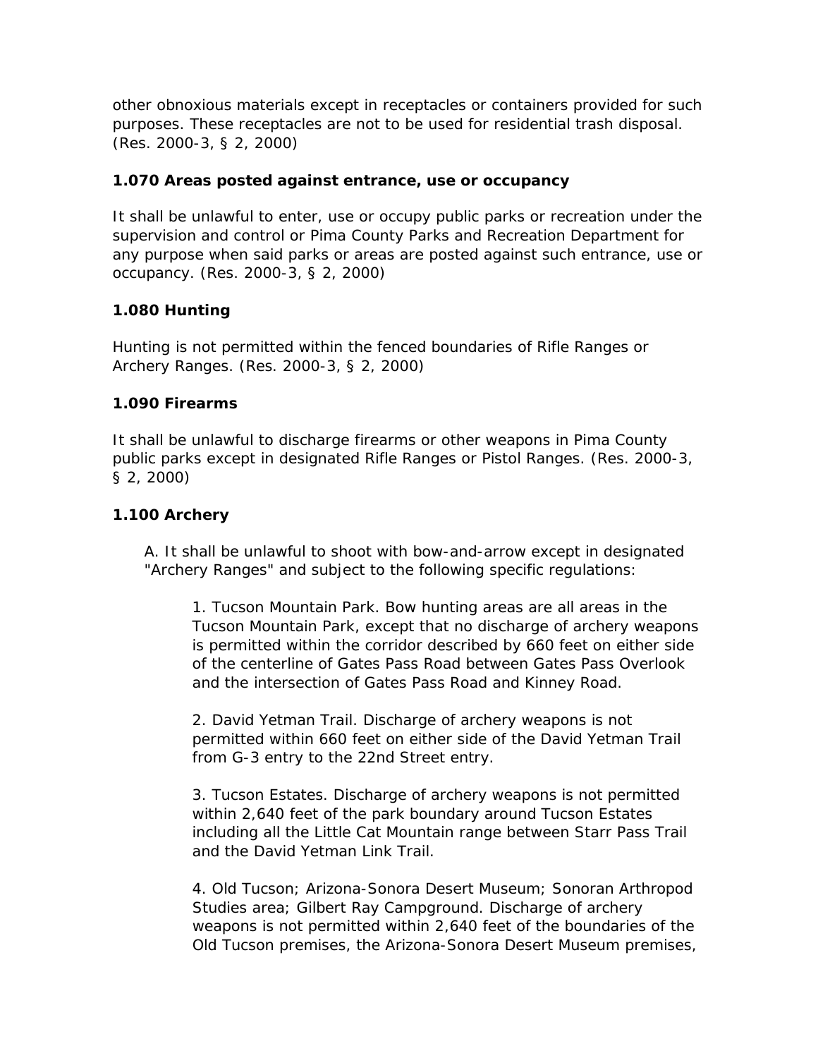other obnoxious materials except in receptacles or containers provided for such purposes. These receptacles are not to be used for residential trash disposal. (Res. 2000-3, § 2, 2000)

**1.070 Areas posted against entrance, use or occupancy**

It shall be unlawful to enter, use or occupy public parks or recreation under the supervision and control or Pima County Parks and Recreation Department for any purpose when said parks or areas are posted against such entrance, use or occupancy. (Res. 2000-3, § 2, 2000)

**1.080 Hunting**

Hunting is not permitted within the fenced boundaries of Rifle Ranges or Archery Ranges. (Res. 2000-3, § 2, 2000)

**1.090 Firearms**

It shall be unlawful to discharge firearms or other weapons in Pima County public parks except in designated Rifle Ranges or Pistol Ranges. (Res. 2000-3, § 2, 2000)

**1.100 Archery**

A. It shall be unlawful to shoot with bow-and-arrow except in designated "Archery Ranges" and subject to the following specific regulations:

1. Tucson Mountain Park. Bow hunting areas are all areas in the Tucson Mountain Park, except that no discharge of archery weapons is permitted within the corridor described by 660 feet on either side of the centerline of Gates Pass Road between Gates Pass Overlook and the intersection of Gates Pass Road and Kinney Road.

2. David Yetman Trail. Discharge of archery weapons is not permitted within 660 feet on either side of the David Yetman Trail from G-3 entry to the 22nd Street entry.

3. Tucson Estates. Discharge of archery weapons is not permitted within 2,640 feet of the park boundary around Tucson Estates including all the Little Cat Mountain range between Starr Pass Trail and the David Yetman Link Trail.

4. Old Tucson; Arizona-Sonora Desert Museum; Sonoran Arthropod Studies area; Gilbert Ray Campground. Discharge of archery weapons is not permitted within 2,640 feet of the boundaries of the Old Tucson premises, the Arizona-Sonora Desert Museum premises,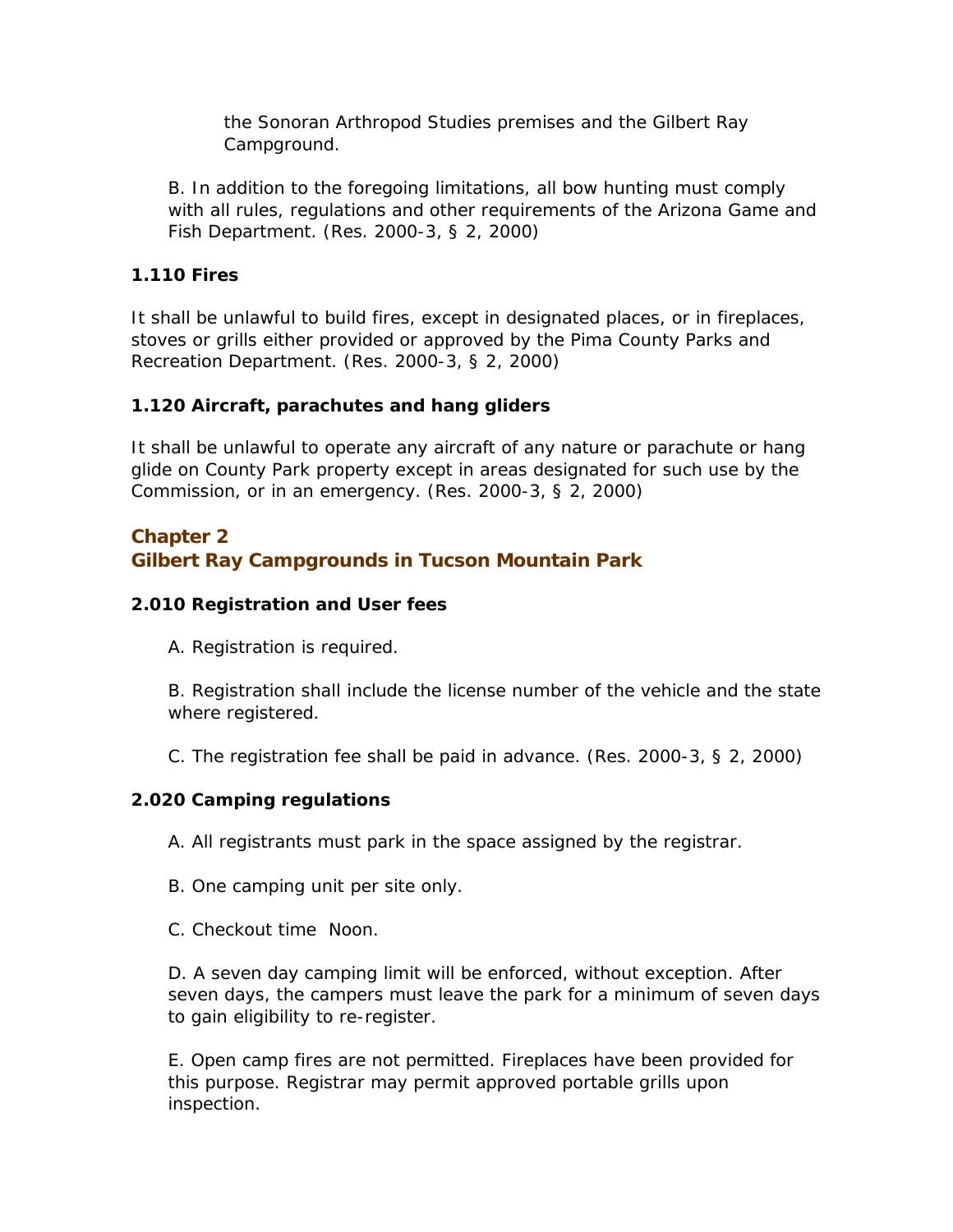the Sonoran Arthropod Studies premises and the Gilbert Ray Campground.

B. In addition to the foregoing limitations, all bow hunting must comply with all rules, regulations and other requirements of the Arizona Game and Fish Department. (Res. 2000-3, § 2, 2000)

**1.110 Fires**

It shall be unlawful to build fires, except in designated places, or in fireplaces, stoves or grills either provided or approved by the Pima County Parks and Recreation Department. (Res. 2000-3, § 2, 2000)

**1.120 Aircraft, parachutes and hang gliders**

It shall be unlawful to operate any aircraft of any nature or parachute or hang glide on County Park property except in areas designated for such use by the Commission, or in an emergency. (Res. 2000-3, § 2, 2000)

## Chapter 2
## Gilbert Ray Campgrounds in Tucson Mountain Park

**2.010 Registration and User fees**

A. Registration is required.

B. Registration shall include the license number of the vehicle and the state where registered.

C. The registration fee shall be paid in advance. (Res. 2000-3, § 2, 2000)

**2.020 Camping regulations**

A. All registrants must park in the space assigned by the registrar.

B. One camping unit per site only.

C. Checkout time  Noon.

D. A seven day camping limit will be enforced, without exception. After seven days, the campers must leave the park for a minimum of seven days to gain eligibility to re-register.

E. Open camp fires are not permitted. Fireplaces have been provided for this purpose. Registrar may permit approved portable grills upon inspection.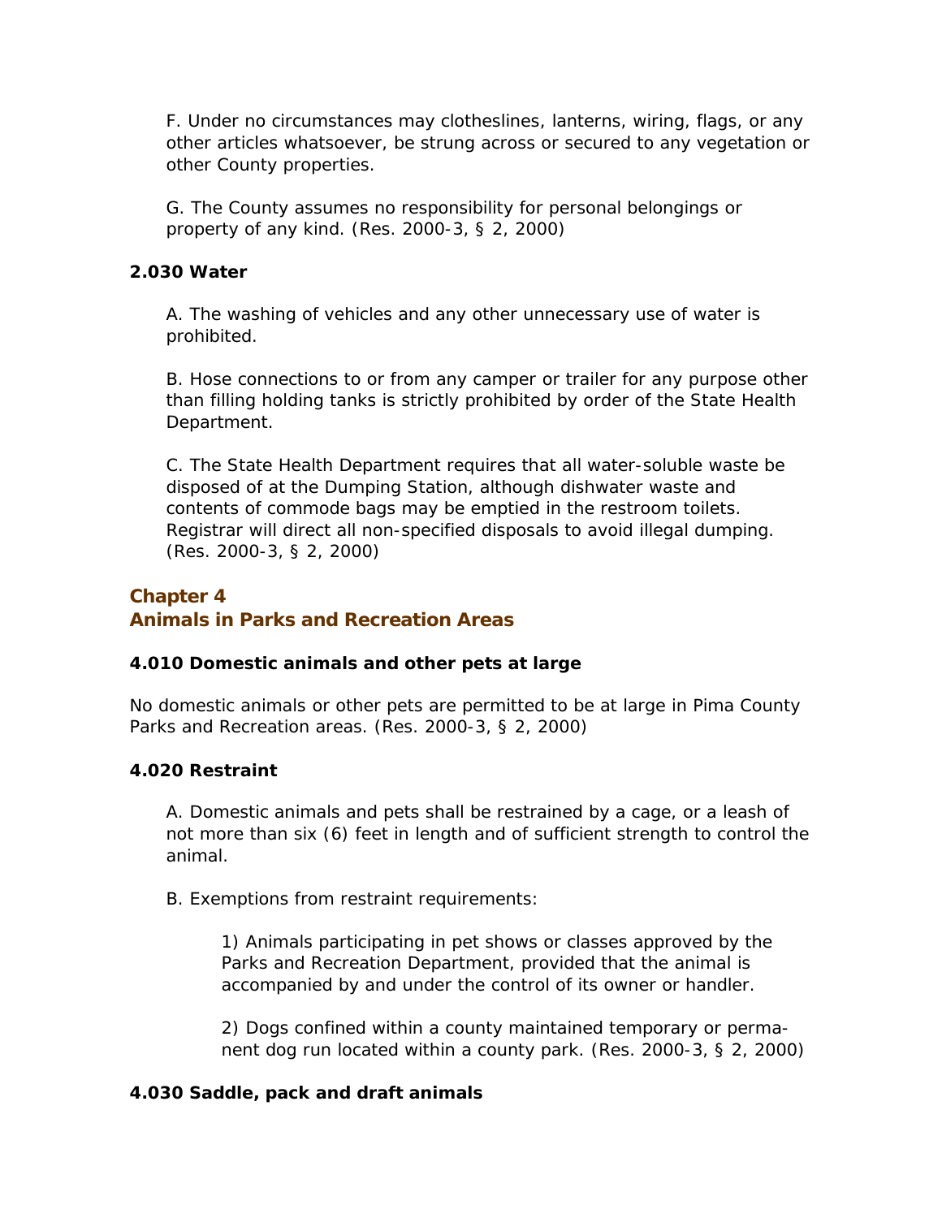F. Under no circumstances may clotheslines, lanterns, wiring, flags, or any other articles whatsoever, be strung across or secured to any vegetation or other County properties.

G. The County assumes no responsibility for personal belongings or property of any kind. (Res. 2000-3, § 2, 2000)

**2.030 Water**

A. The washing of vehicles and any other unnecessary use of water is prohibited.

B. Hose connections to or from any camper or trailer for any purpose other than filling holding tanks is strictly prohibited by order of the State Health Department.

C. The State Health Department requires that all water-soluble waste be disposed of at the Dumping Station, although dishwater waste and contents of commode bags may be emptied in the restroom toilets. Registrar will direct all non-specified disposals to avoid illegal dumping. (Res. 2000-3, § 2, 2000)

## Chapter 4
## Animals in Parks and Recreation Areas

**4.010 Domestic animals and other pets at large**

No domestic animals or other pets are permitted to be at large in Pima County Parks and Recreation areas. (Res. 2000-3, § 2, 2000)

**4.020 Restraint**

A. Domestic animals and pets shall be restrained by a cage, or a leash of not more than six (6) feet in length and of sufficient strength to control the animal.

B. Exemptions from restraint requirements:

1) Animals participating in pet shows or classes approved by the Parks and Recreation Department, provided that the animal is accompanied by and under the control of its owner or handler.

2) Dogs confined within a county maintained temporary or permanent dog run located within a county park. (Res. 2000-3, § 2, 2000)

**4.030 Saddle, pack and draft animals**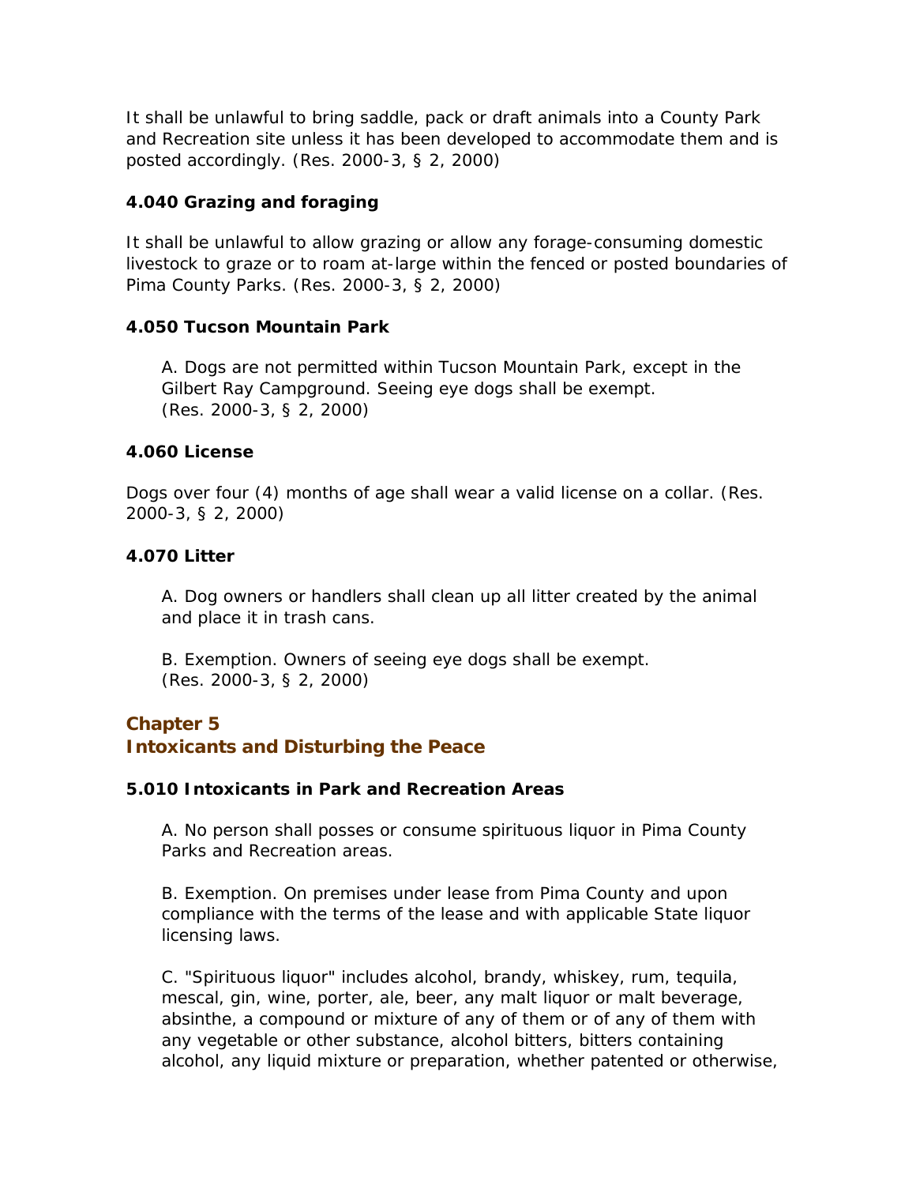It shall be unlawful to bring saddle, pack or draft animals into a County Park and Recreation site unless it has been developed to accommodate them and is posted accordingly. (Res. 2000-3, § 2, 2000)

**4.040 Grazing and foraging**

It shall be unlawful to allow grazing or allow any forage-consuming domestic livestock to graze or to roam at-large within the fenced or posted boundaries of Pima County Parks. (Res. 2000-3, § 2, 2000)

**4.050 Tucson Mountain Park**

> A. Dogs are not permitted within Tucson Mountain Park, except in the Gilbert Ray Campground. Seeing eye dogs shall be exempt.
> (Res. 2000-3, § 2, 2000)

**4.060 License**

Dogs over four (4) months of age shall wear a valid license on a collar. (Res. 2000-3, § 2, 2000)

**4.070 Litter**

> A. Dog owners or handlers shall clean up all litter created by the animal and place it in trash cans.
>
> B. Exemption. Owners of seeing eye dogs shall be exempt.
> (Res. 2000-3, § 2, 2000)

## Chapter 5
## Intoxicants and Disturbing the Peace

**5.010 Intoxicants in Park and Recreation Areas**

> A. No person shall posses or consume spirituous liquor in Pima County Parks and Recreation areas.
>
> B. Exemption. On premises under lease from Pima County and upon compliance with the terms of the lease and with applicable State liquor licensing laws.
>
> C. "Spirituous liquor" includes alcohol, brandy, whiskey, rum, tequila, mescal, gin, wine, porter, ale, beer, any malt liquor or malt beverage, absinthe, a compound or mixture of any of them or of any of them with any vegetable or other substance, alcohol bitters, bitters containing alcohol, any liquid mixture or preparation, whether patented or otherwise,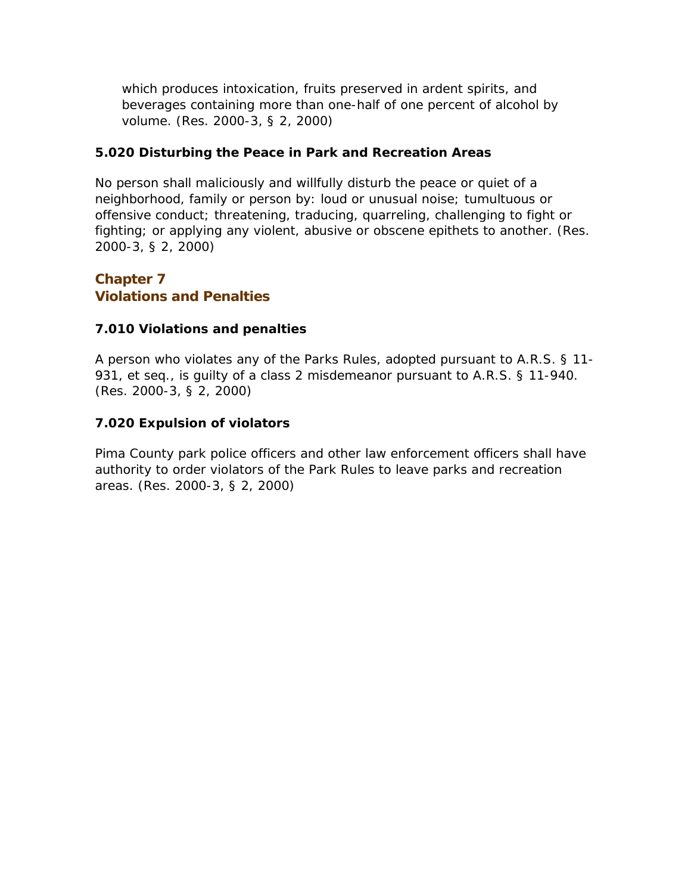which produces intoxication, fruits preserved in ardent spirits, and beverages containing more than one-half of one percent of alcohol by volume. (Res. 2000-3, § 2, 2000)

### 5.020 Disturbing the Peace in Park and Recreation Areas

No person shall maliciously and willfully disturb the peace or quiet of a neighborhood, family or person by: loud or unusual noise; tumultuous or offensive conduct; threatening, traducing, quarreling, challenging to fight or fighting; or applying any violent, abusive or obscene epithets to another. (Res. 2000-3, § 2, 2000)

## Chapter 7
## Violations and Penalties

### 7.010 Violations and penalties

A person who violates any of the Parks Rules, adopted pursuant to A.R.S. § 11-931, et seq., is guilty of a class 2 misdemeanor pursuant to A.R.S. § 11-940. (Res. 2000-3, § 2, 2000)

### 7.020 Expulsion of violators

Pima County park police officers and other law enforcement officers shall have authority to order violators of the Park Rules to leave parks and recreation areas. (Res. 2000-3, § 2, 2000)